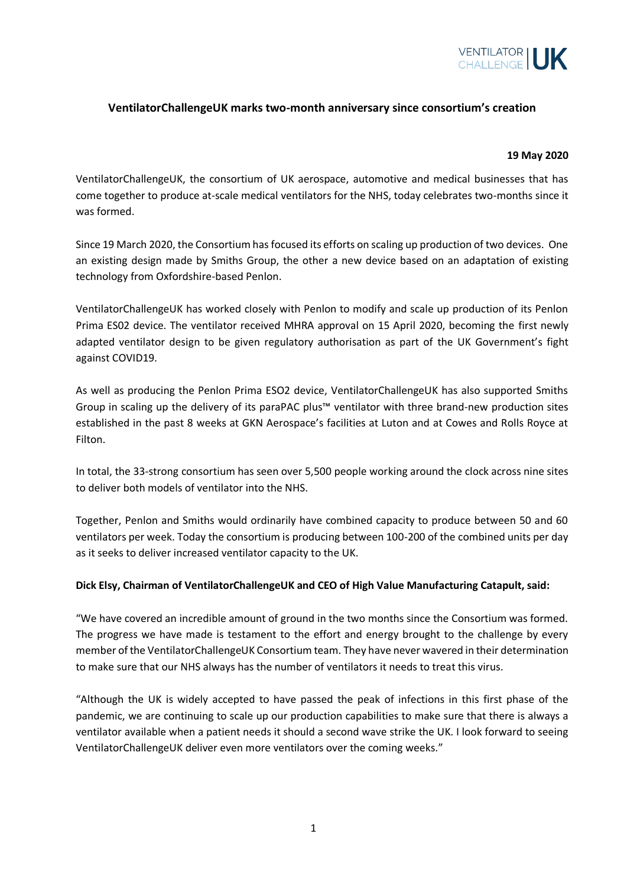VENTILATOR CHALLENGE UK

## VentilatorChallengeUK marks two-month anniversary since consortium's creation

**19 May 2020**

VentilatorChallengeUK, the consortium of UK aerospace, automotive and medical businesses that has come together to produce at-scale medical ventilators for the NHS, today celebrates two-months since it was formed.

Since 19 March 2020, the Consortium has focused its efforts on scaling up production of two devices. One an existing design made by Smiths Group, the other a new device based on an adaptation of existing technology from Oxfordshire-based Penlon.

VentilatorChallengeUK has worked closely with Penlon to modify and scale up production of its Penlon Prima ES02 device. The ventilator received MHRA approval on 15 April 2020, becoming the first newly adapted ventilator design to be given regulatory authorisation as part of the UK Government's fight against COVID19.

As well as producing the Penlon Prima ESO2 device, VentilatorChallengeUK has also supported Smiths Group in scaling up the delivery of its paraPAC plus™ ventilator with three brand-new production sites established in the past 8 weeks at GKN Aerospace's facilities at Luton and at Cowes and Rolls Royce at Filton.

In total, the 33-strong consortium has seen over 5,500 people working around the clock across nine sites to deliver both models of ventilator into the NHS.

Together, Penlon and Smiths would ordinarily have combined capacity to produce between 50 and 60 ventilators per week. Today the consortium is producing between 100-200 of the combined units per day as it seeks to deliver increased ventilator capacity to the UK.

**Dick Elsy, Chairman of VentilatorChallengeUK and CEO of High Value Manufacturing Catapult, said:**

"We have covered an incredible amount of ground in the two months since the Consortium was formed. The progress we have made is testament to the effort and energy brought to the challenge by every member of the VentilatorChallengeUK Consortium team. They have never wavered in their determination to make sure that our NHS always has the number of ventilators it needs to treat this virus.

"Although the UK is widely accepted to have passed the peak of infections in this first phase of the pandemic, we are continuing to scale up our production capabilities to make sure that there is always a ventilator available when a patient needs it should a second wave strike the UK. I look forward to seeing VentilatorChallengeUK deliver even more ventilators over the coming weeks."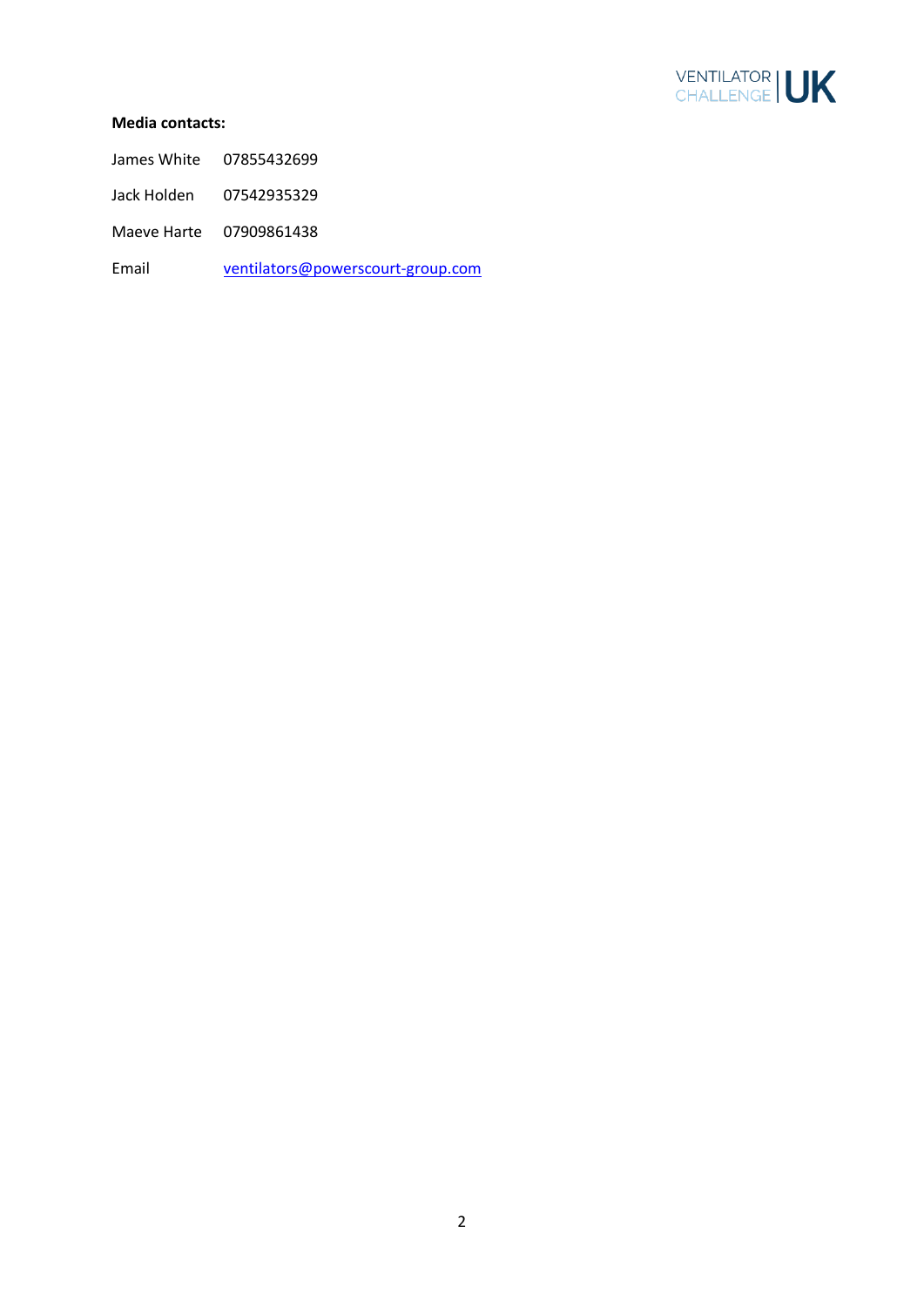**Media contacts:**

| | |
|---|---|
| James White | 07855432699 |
| Jack Holden | 07542935329 |
| Maeve Harte | 07909861438 |
| Email | ventilators@powerscourt-group.com |